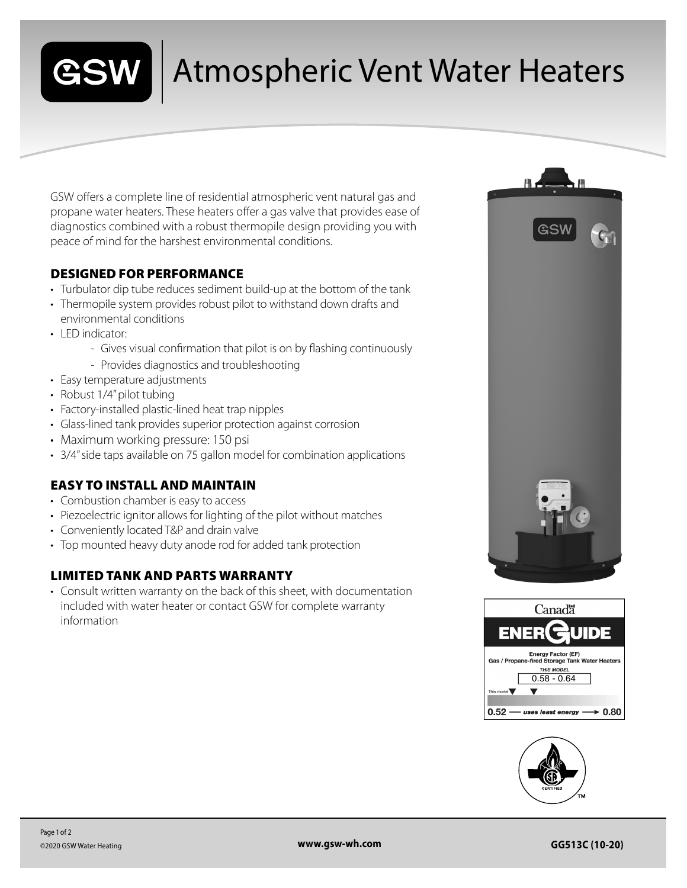# GSW | Atmospheric Vent Water Heaters

GSW offers a complete line of residential atmospheric vent natural gas and propane water heaters. These heaters offer a gas valve that provides ease of diagnostics combined with a robust thermopile design providing you with peace of mind for the harshest environmental conditions.

## DESIGNED FOR PERFORMANCE

- Turbulator dip tube reduces sediment build-up at the bottom of the tank
- Thermopile system provides robust pilot to withstand down drafts and environmental conditions
- LED indicator:
  - Gives visual confirmation that pilot is on by flashing continuously
  - Provides diagnostics and troubleshooting
- Easy temperature adjustments
- Robust 1/4" pilot tubing
- Factory-installed plastic-lined heat trap nipples
- Glass-lined tank provides superior protection against corrosion
- Maximum working pressure: 150 psi
- 3/4" side taps available on 75 gallon model for combination applications

## EASY TO INSTALL AND MAINTAIN

- Combustion chamber is easy to access
- Piezoelectric ignitor allows for lighting of the pilot without matches
- Conveniently located T&P and drain valve
- Top mounted heavy duty anode rod for added tank protection

## LIMITED TANK AND PARTS WARRANTY

- Consult written warranty on the back of this sheet, with documentation included with water heater or contact GSW for complete warranty information

Canada ENERGUIDE

Energy Factor (EF)
Gas / Propane-fired Storage Tank Water Heaters

*THIS MODEL*
0.58 - 0.64

This model

0.52 — *uses least energy* → 0.80

©2020 GSW Water Heating

www.gsw-wh.com

GG513C (10-20)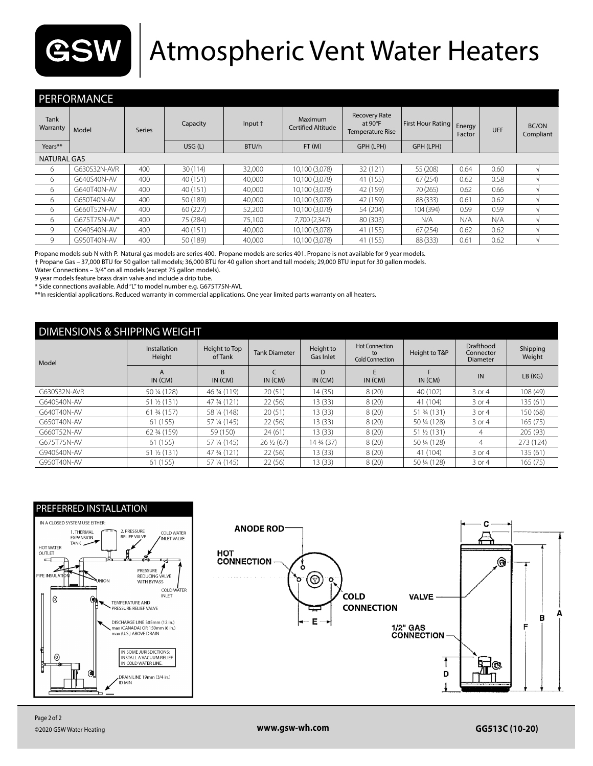# Atmospheric Vent Water Heaters

## PERFORMANCE

| Tank Warranty | Model | Series | Capacity | Input † | Maximum Certified Altitude | Recovery Rate at 90°F Temperature Rise | First Hour Rating | Energy Factor | UEF | BC/ON Compliant |
|---|---|---|---|---|---|---|---|---|---|---|
| Years** | | | USG (L) | BTU/h | FT (M) | GPH (LPH) | GPH (LPH) | | | |
| NATURAL GAS | | | | | | | | | | |
| 6 | G630S32N-AVR | 400 | 30 (114) | 32,000 | 10,100 (3,078) | 32 (121) | 55 (208) | 0.64 | 0.60 | √ |
| 6 | G640S40N-AV | 400 | 40 (151) | 40,000 | 10,100 (3,078) | 41 (155) | 67 (254) | 0.62 | 0.58 | √ |
| 6 | G640T40N-AV | 400 | 40 (151) | 40,000 | 10,100 (3,078) | 42 (159) | 70 (265) | 0.62 | 0.66 | √ |
| 6 | G650T40N-AV | 400 | 50 (189) | 40,000 | 10,100 (3,078) | 42 (159) | 88 (333) | 0.61 | 0.62 | √ |
| 6 | G660T52N-AV | 400 | 60 (227) | 52,200 | 10,100 (3,078) | 54 (204) | 104 (394) | 0.59 | 0.59 | √ |
| 6 | G675T75N-AV* | 400 | 75 (284) | 75,100 | 7,700 (2,347) | 80 (303) | N/A | N/A | N/A | √ |
| 9 | G940S40N-AV | 400 | 40 (151) | 40,000 | 10,100 (3,078) | 41 (155) | 67 (254) | 0.62 | 0.62 | √ |
| 9 | G950T40N-AV | 400 | 50 (189) | 40,000 | 10,100 (3,078) | 41 (155) | 88 (333) | 0.61 | 0.62 | √ |

Propane models sub N with P. Natural gas models are series 400. Propane models are series 401. Propane is not available for 9 year models.

† Propane Gas – 37,000 BTU for 50 gallon tall models; 36,000 BTU for 40 gallon short and tall models; 29,000 BTU input for 30 gallon models.

Water Connections – 3/4" on all models (except 75 gallon models).

9 year models feature brass drain valve and include a drip tube.

* Side connections available. Add "L" to model number e.g. G675T75N-AVL

**In residential applications. Reduced warranty in commercial applications. One year limited parts warranty on all heaters.

## DIMENSIONS & SHIPPING WEIGHT

| Model | Installation Height | Height to Top of Tank | Tank Diameter | Height to Gas Inlet | Hot Connection to Cold Connection | Height to T&P | Drafthood Connector Diameter | Shipping Weight |
|---|---|---|---|---|---|---|---|---|
| | A IN (CM) | B IN (CM) | C IN (CM) | D IN (CM) | E IN (CM) | F IN (CM) | IN | LB (KG) |
| G630S32N-AVR | 50 ¼ (128) | 46 ¾ (119) | 20 (51) | 14 (35) | 8 (20) | 40 (102) | 3 or 4 | 108 (49) |
| G640S40N-AV | 51 ½ (131) | 47 ¾ (121) | 22 (56) | 13 (33) | 8 (20) | 41 (104) | 3 or 4 | 135 (61) |
| G640T40N-AV | 61 ¾ (157) | 58 ¼ (148) | 20 (51) | 13 (33) | 8 (20) | 51 ¾ (131) | 3 or 4 | 150 (68) |
| G650T40N-AV | 61 (155) | 57 ¼ (145) | 22 (56) | 13 (33) | 8 (20) | 50 ¼ (128) | 3 or 4 | 165 (75) |
| G660T52N-AV | 62 ¾ (159) | 59 (150) | 24 (61) | 13 (33) | 8 (20) | 51 ½ (131) | 4 | 205 (93) |
| G675T75N-AV | 61 (155) | 57 ¼ (145) | 26 ½ (67) | 14 ¾ (37) | 8 (20) | 50 ¼ (128) | 4 | 273 (124) |
| G940S40N-AV | 51 ½ (131) | 47 ¾ (121) | 22 (56) | 13 (33) | 8 (20) | 41 (104) | 3 or 4 | 135 (61) |
| G950T40N-AV | 61 (155) | 57 ¼ (145) | 22 (56) | 13 (33) | 8 (20) | 50 ¼ (128) | 3 or 4 | 165 (75) |

## PREFERRED INSTALLATION

IN A CLOSED SYSTEM USE EITHER:
1. THERMAL EXPANSION TANK
2. PRESSURE RELIEF VALVE

COLD WATER INLET VALVE
HOT WATER OUTLET
PIPE INSULATION
UNION
PRESSURE REDUCING VALVE WITH BYPASS
COLD WATER INLET
TEMPERATURE AND PRESSURE RELIEF VALVE
DISCHARGE LINE 305mm (12 in.) max (CANADA) OR 150mm (6 in.) max (U.S.) ABOVE DRAIN
IN SOME JURISDICTIONS: INSTALL A VACUUM RELIEF IN COLD WATER LINE.
DRAIN LINE 19mm (3/4 in.) ID MIN

ANODE ROD
HOT CONNECTION
COLD CONNECTION
E
VALVE
1/2" GAS CONNECTION
D
C
B
A
F

©2020 GSW Water Heating

www.gsw-wh.com

GG513C (10-20)